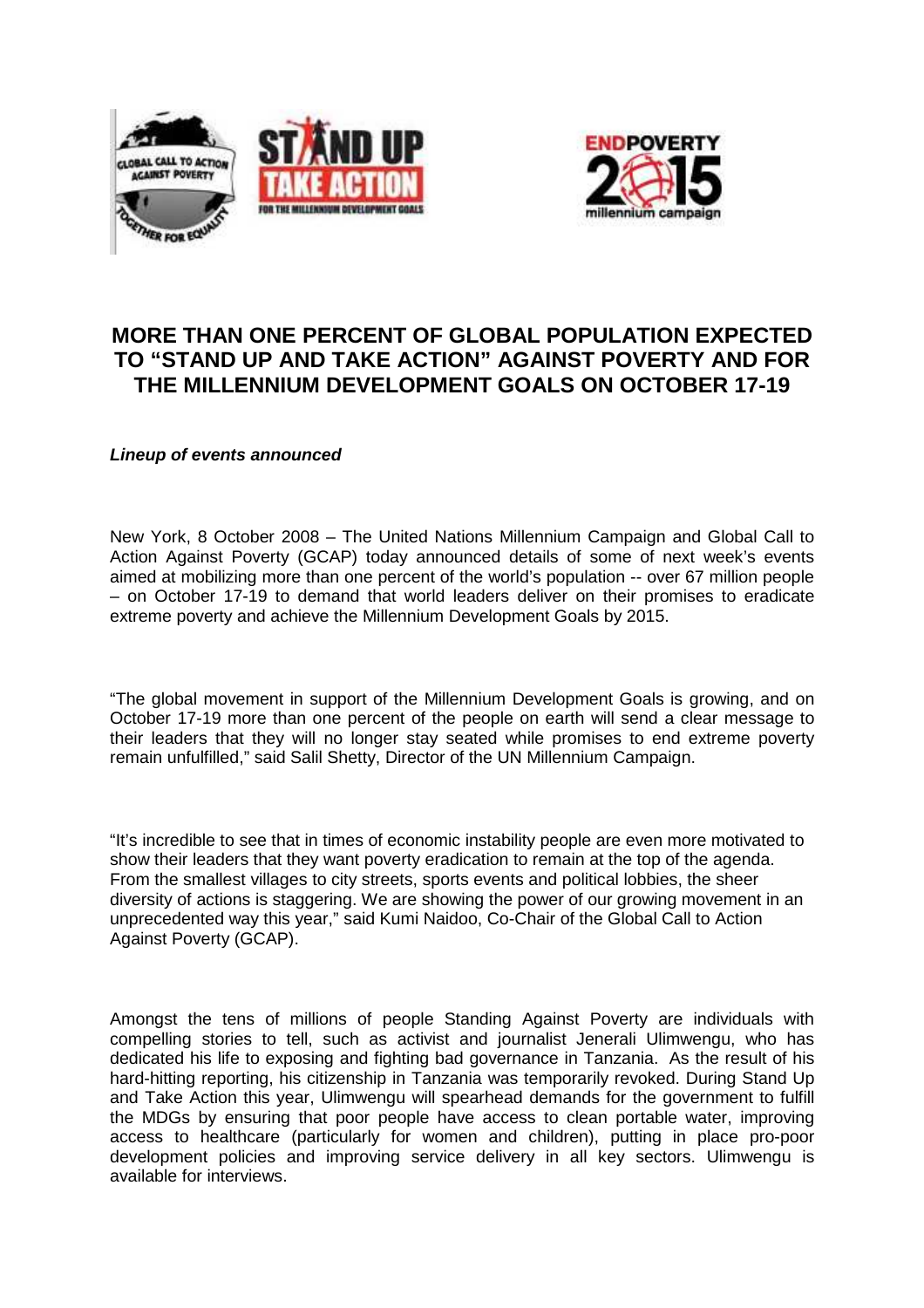# MORE THAN ONE PERCENT OF GLOBAL POPULATION EXPECTED TO "STAND UP AND TAKE ACTION" AGAINST POVERTY AND FOR THE MILLENNIUM DEVELOPMENT GOALS ON OCTOBER 17-19

***Lineup of events announced***

New York, 8 October 2008 – The United Nations Millennium Campaign and Global Call to Action Against Poverty (GCAP) today announced details of some of next week's events aimed at mobilizing more than one percent of the world's population -- over 67 million people – on October 17-19 to demand that world leaders deliver on their promises to eradicate extreme poverty and achieve the Millennium Development Goals by 2015.

"The global movement in support of the Millennium Development Goals is growing, and on October 17-19 more than one percent of the people on earth will send a clear message to their leaders that they will no longer stay seated while promises to end extreme poverty remain unfulfilled," said Salil Shetty, Director of the UN Millennium Campaign.

"It's incredible to see that in times of economic instability people are even more motivated to show their leaders that they want poverty eradication to remain at the top of the agenda. From the smallest villages to city streets, sports events and political lobbies, the sheer diversity of actions is staggering. We are showing the power of our growing movement in an unprecedented way this year," said Kumi Naidoo, Co-Chair of the Global Call to Action Against Poverty (GCAP).

Amongst the tens of millions of people Standing Against Poverty are individuals with compelling stories to tell, such as activist and journalist Jenerali Ulimwengu, who has dedicated his life to exposing and fighting bad governance in Tanzania. As the result of his hard-hitting reporting, his citizenship in Tanzania was temporarily revoked. During Stand Up and Take Action this year, Ulimwengu will spearhead demands for the government to fulfill the MDGs by ensuring that poor people have access to clean portable water, improving access to healthcare (particularly for women and children), putting in place pro-poor development policies and improving service delivery in all key sectors. Ulimwengu is available for interviews.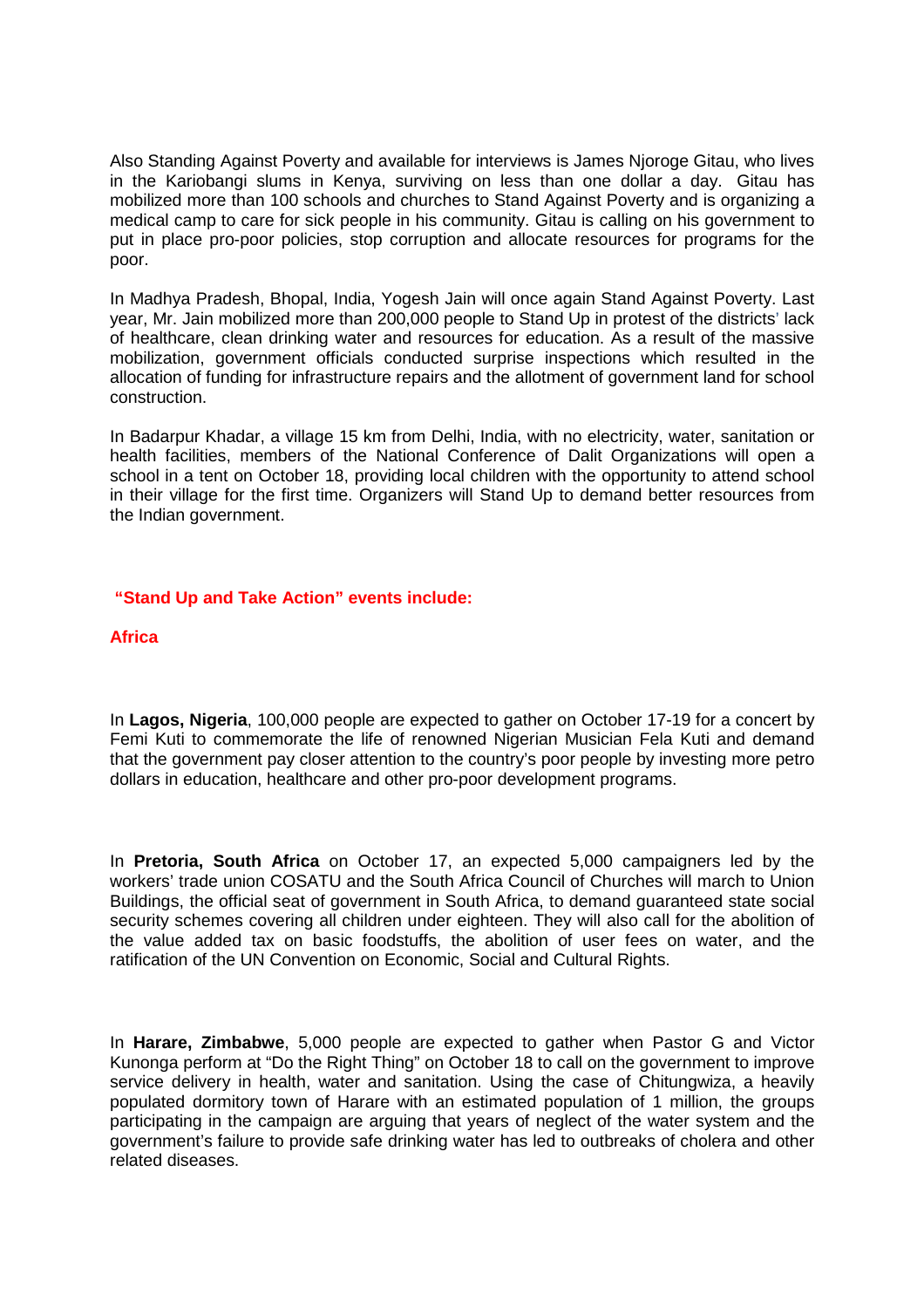Also Standing Against Poverty and available for interviews is James Njoroge Gitau, who lives in the Kariobangi slums in Kenya, surviving on less than one dollar a day. Gitau has mobilized more than 100 schools and churches to Stand Against Poverty and is organizing a medical camp to care for sick people in his community. Gitau is calling on his government to put in place pro-poor policies, stop corruption and allocate resources for programs for the poor.

In Madhya Pradesh, Bhopal, India, Yogesh Jain will once again Stand Against Poverty. Last year, Mr. Jain mobilized more than 200,000 people to Stand Up in protest of the districts' lack of healthcare, clean drinking water and resources for education. As a result of the massive mobilization, government officials conducted surprise inspections which resulted in the allocation of funding for infrastructure repairs and the allotment of government land for school construction.

In Badarpur Khadar, a village 15 km from Delhi, India, with no electricity, water, sanitation or health facilities, members of the National Conference of Dalit Organizations will open a school in a tent on October 18, providing local children with the opportunity to attend school in their village for the first time. Organizers will Stand Up to demand better resources from the Indian government.

### "Stand Up and Take Action" events include:

### Africa

In **Lagos, Nigeria**, 100,000 people are expected to gather on October 17-19 for a concert by Femi Kuti to commemorate the life of renowned Nigerian Musician Fela Kuti and demand that the government pay closer attention to the country's poor people by investing more petro dollars in education, healthcare and other pro-poor development programs.

In **Pretoria, South Africa** on October 17, an expected 5,000 campaigners led by the workers' trade union COSATU and the South Africa Council of Churches will march to Union Buildings, the official seat of government in South Africa, to demand guaranteed state social security schemes covering all children under eighteen. They will also call for the abolition of the value added tax on basic foodstuffs, the abolition of user fees on water, and the ratification of the UN Convention on Economic, Social and Cultural Rights.

In **Harare, Zimbabwe**, 5,000 people are expected to gather when Pastor G and Victor Kunonga perform at "Do the Right Thing" on October 18 to call on the government to improve service delivery in health, water and sanitation. Using the case of Chitungwiza, a heavily populated dormitory town of Harare with an estimated population of 1 million, the groups participating in the campaign are arguing that years of neglect of the water system and the government's failure to provide safe drinking water has led to outbreaks of cholera and other related diseases.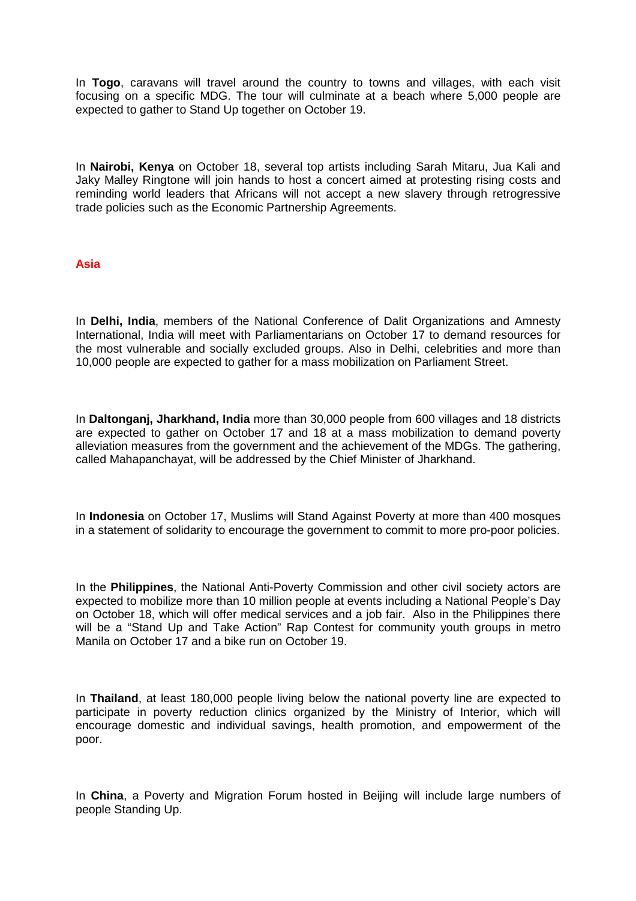In **Togo**, caravans will travel around the country to towns and villages, with each visit focusing on a specific MDG. The tour will culminate at a beach where 5,000 people are expected to gather to Stand Up together on October 19.

In **Nairobi, Kenya** on October 18, several top artists including Sarah Mitaru, Jua Kali and Jaky Malley Ringtone will join hands to host a concert aimed at protesting rising costs and reminding world leaders that Africans will not accept a new slavery through retrogressive trade policies such as the Economic Partnership Agreements.

## Asia

In **Delhi, India**, members of the National Conference of Dalit Organizations and Amnesty International, India will meet with Parliamentarians on October 17 to demand resources for the most vulnerable and socially excluded groups. Also in Delhi, celebrities and more than 10,000 people are expected to gather for a mass mobilization on Parliament Street.

In **Daltonganj, Jharkhand, India** more than 30,000 people from 600 villages and 18 districts are expected to gather on October 17 and 18 at a mass mobilization to demand poverty alleviation measures from the government and the achievement of the MDGs. The gathering, called Mahapanchayat, will be addressed by the Chief Minister of Jharkhand.

In **Indonesia** on October 17, Muslims will Stand Against Poverty at more than 400 mosques in a statement of solidarity to encourage the government to commit to more pro-poor policies.

In the **Philippines**, the National Anti-Poverty Commission and other civil society actors are expected to mobilize more than 10 million people at events including a National People's Day on October 18, which will offer medical services and a job fair. Also in the Philippines there will be a "Stand Up and Take Action" Rap Contest for community youth groups in metro Manila on October 17 and a bike run on October 19.

In **Thailand**, at least 180,000 people living below the national poverty line are expected to participate in poverty reduction clinics organized by the Ministry of Interior, which will encourage domestic and individual savings, health promotion, and empowerment of the poor.

In **China**, a Poverty and Migration Forum hosted in Beijing will include large numbers of people Standing Up.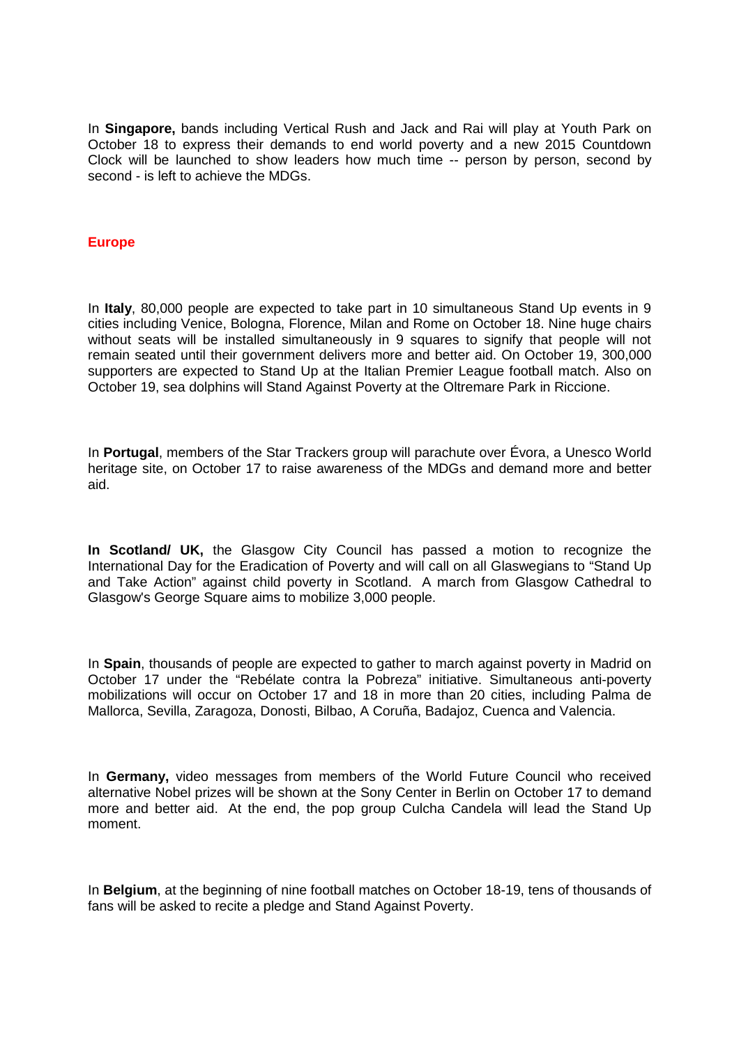In **Singapore,** bands including Vertical Rush and Jack and Rai will play at Youth Park on October 18 to express their demands to end world poverty and a new 2015 Countdown Clock will be launched to show leaders how much time -- person by person, second by second - is left to achieve the MDGs.

## Europe

In **Italy**, 80,000 people are expected to take part in 10 simultaneous Stand Up events in 9 cities including Venice, Bologna, Florence, Milan and Rome on October 18. Nine huge chairs without seats will be installed simultaneously in 9 squares to signify that people will not remain seated until their government delivers more and better aid. On October 19, 300,000 supporters are expected to Stand Up at the Italian Premier League football match. Also on October 19, sea dolphins will Stand Against Poverty at the Oltremare Park in Riccione.

In **Portugal**, members of the Star Trackers group will parachute over Évora, a Unesco World heritage site, on October 17 to raise awareness of the MDGs and demand more and better aid.

**In Scotland/ UK,** the Glasgow City Council has passed a motion to recognize the International Day for the Eradication of Poverty and will call on all Glaswegians to "Stand Up and Take Action" against child poverty in Scotland. A march from Glasgow Cathedral to Glasgow's George Square aims to mobilize 3,000 people.

In **Spain**, thousands of people are expected to gather to march against poverty in Madrid on October 17 under the "Rebélate contra la Pobreza" initiative. Simultaneous anti-poverty mobilizations will occur on October 17 and 18 in more than 20 cities, including Palma de Mallorca, Sevilla, Zaragoza, Donosti, Bilbao, A Coruña, Badajoz, Cuenca and Valencia.

In **Germany,** video messages from members of the World Future Council who received alternative Nobel prizes will be shown at the Sony Center in Berlin on October 17 to demand more and better aid. At the end, the pop group Culcha Candela will lead the Stand Up moment.

In **Belgium**, at the beginning of nine football matches on October 18-19, tens of thousands of fans will be asked to recite a pledge and Stand Against Poverty.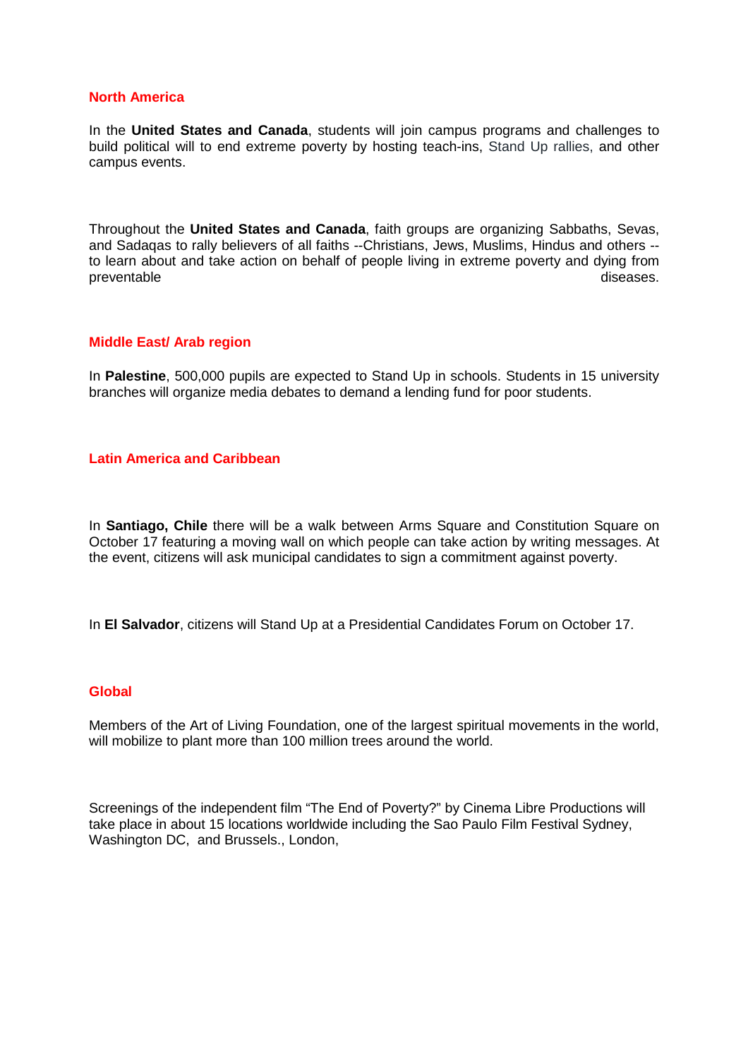## North America

In the **United States and Canada**, students will join campus programs and challenges to build political will to end extreme poverty by hosting teach-ins, Stand Up rallies, and other campus events.

Throughout the **United States and Canada**, faith groups are organizing Sabbaths, Sevas, and Sadaqas to rally believers of all faiths --Christians, Jews, Muslims, Hindus and others -- to learn about and take action on behalf of people living in extreme poverty and dying from preventable diseases.

## Middle East/ Arab region

In **Palestine**, 500,000 pupils are expected to Stand Up in schools. Students in 15 university branches will organize media debates to demand a lending fund for poor students.

## Latin America and Caribbean

In **Santiago, Chile** there will be a walk between Arms Square and Constitution Square on October 17 featuring a moving wall on which people can take action by writing messages. At the event, citizens will ask municipal candidates to sign a commitment against poverty.

In **El Salvador**, citizens will Stand Up at a Presidential Candidates Forum on October 17.

## Global

Members of the Art of Living Foundation, one of the largest spiritual movements in the world, will mobilize to plant more than 100 million trees around the world.

Screenings of the independent film "The End of Poverty?" by Cinema Libre Productions will take place in about 15 locations worldwide including the Sao Paulo Film Festival Sydney, Washington DC, and Brussels., London,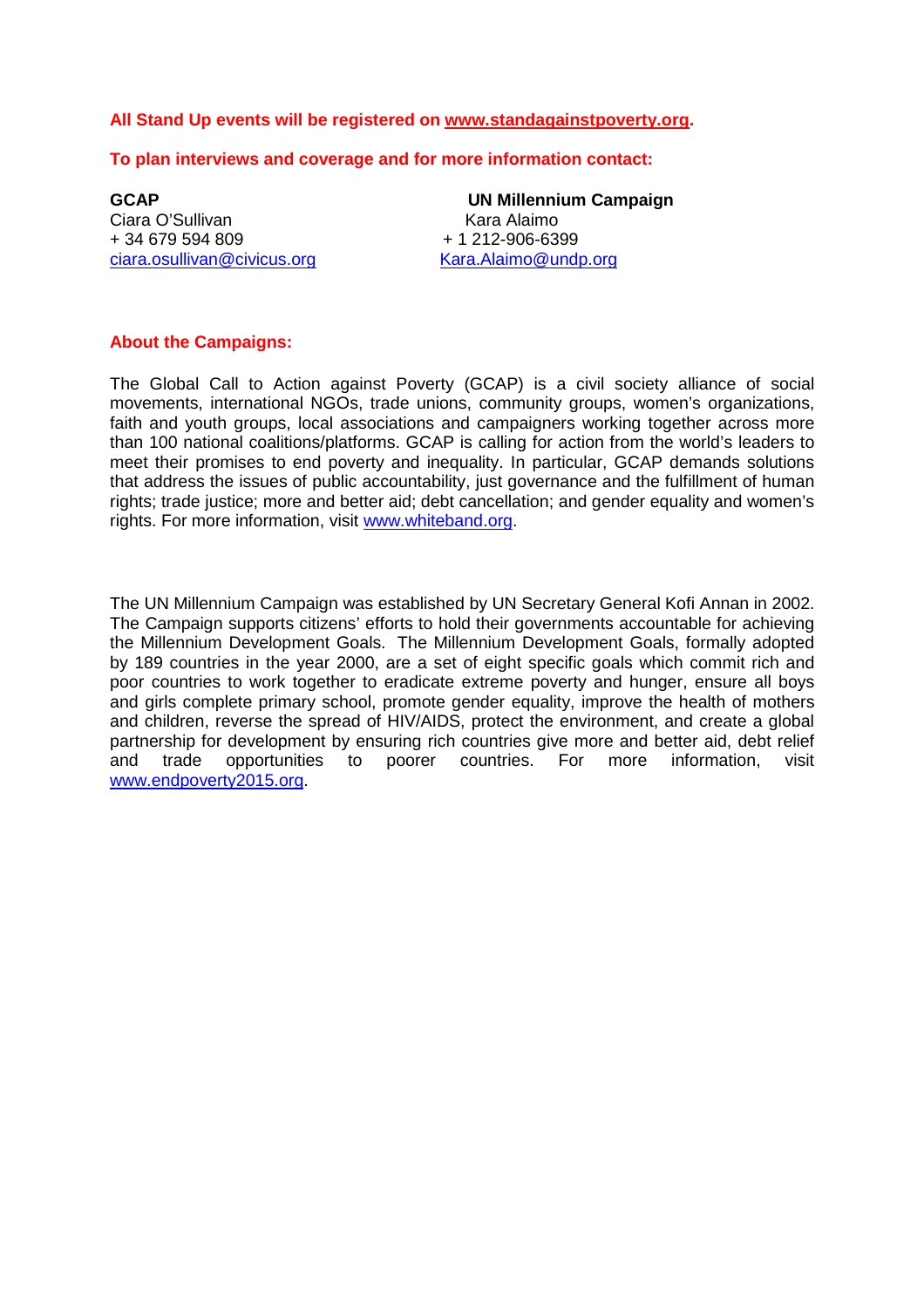**All Stand Up events will be registered on www.standagainstpoverty.org.**

**To plan interviews and coverage and for more information contact:**

**GCAP**
Ciara O'Sullivan
+ 34 679 594 809
ciara.osullivan@civicus.org

**UN Millennium Campaign**
Kara Alaimo
+ 1 212-906-6399
Kara.Alaimo@undp.org

**About the Campaigns:**

The Global Call to Action against Poverty (GCAP) is a civil society alliance of social movements, international NGOs, trade unions, community groups, women's organizations, faith and youth groups, local associations and campaigners working together across more than 100 national coalitions/platforms. GCAP is calling for action from the world's leaders to meet their promises to end poverty and inequality. In particular, GCAP demands solutions that address the issues of public accountability, just governance and the fulfillment of human rights; trade justice; more and better aid; debt cancellation; and gender equality and women's rights. For more information, visit www.whiteband.org.

The UN Millennium Campaign was established by UN Secretary General Kofi Annan in 2002. The Campaign supports citizens' efforts to hold their governments accountable for achieving the Millennium Development Goals. The Millennium Development Goals, formally adopted by 189 countries in the year 2000, are a set of eight specific goals which commit rich and poor countries to work together to eradicate extreme poverty and hunger, ensure all boys and girls complete primary school, promote gender equality, improve the health of mothers and children, reverse the spread of HIV/AIDS, protect the environment, and create a global partnership for development by ensuring rich countries give more and better aid, debt relief and trade opportunities to poorer countries. For more information, visit www.endpoverty2015.org.